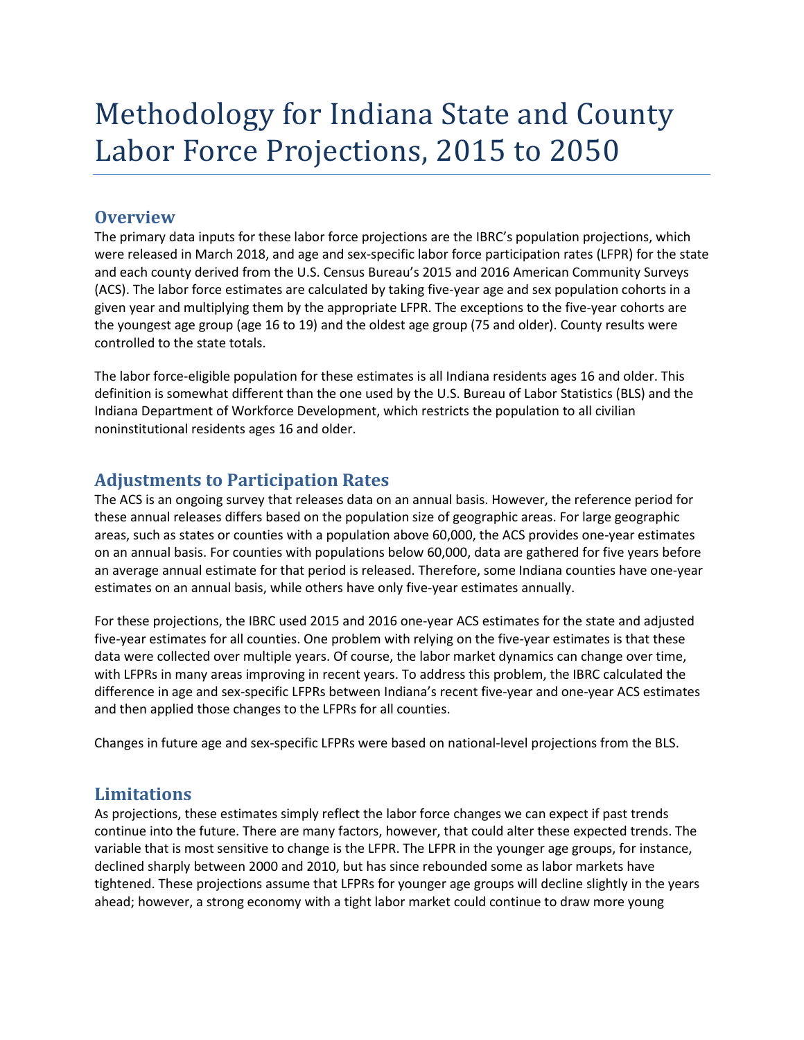# Methodology for Indiana State and County Labor Force Projections, 2015 to 2050

## Overview

The primary data inputs for these labor force projections are the IBRC's population projections, which were released in March 2018, and age and sex-specific labor force participation rates (LFPR) for the state and each county derived from the U.S. Census Bureau's 2015 and 2016 American Community Surveys (ACS). The labor force estimates are calculated by taking five-year age and sex population cohorts in a given year and multiplying them by the appropriate LFPR. The exceptions to the five-year cohorts are the youngest age group (age 16 to 19) and the oldest age group (75 and older). County results were controlled to the state totals.

The labor force-eligible population for these estimates is all Indiana residents ages 16 and older. This definition is somewhat different than the one used by the U.S. Bureau of Labor Statistics (BLS) and the Indiana Department of Workforce Development, which restricts the population to all civilian noninstitutional residents ages 16 and older.

## Adjustments to Participation Rates

The ACS is an ongoing survey that releases data on an annual basis. However, the reference period for these annual releases differs based on the population size of geographic areas. For large geographic areas, such as states or counties with a population above 60,000, the ACS provides one-year estimates on an annual basis. For counties with populations below 60,000, data are gathered for five years before an average annual estimate for that period is released. Therefore, some Indiana counties have one-year estimates on an annual basis, while others have only five-year estimates annually.

For these projections, the IBRC used 2015 and 2016 one-year ACS estimates for the state and adjusted five-year estimates for all counties. One problem with relying on the five-year estimates is that these data were collected over multiple years. Of course, the labor market dynamics can change over time, with LFPRs in many areas improving in recent years. To address this problem, the IBRC calculated the difference in age and sex-specific LFPRs between Indiana's recent five-year and one-year ACS estimates and then applied those changes to the LFPRs for all counties.

Changes in future age and sex-specific LFPRs were based on national-level projections from the BLS.

## Limitations

As projections, these estimates simply reflect the labor force changes we can expect if past trends continue into the future. There are many factors, however, that could alter these expected trends. The variable that is most sensitive to change is the LFPR. The LFPR in the younger age groups, for instance, declined sharply between 2000 and 2010, but has since rebounded some as labor markets have tightened. These projections assume that LFPRs for younger age groups will decline slightly in the years ahead; however, a strong economy with a tight labor market could continue to draw more young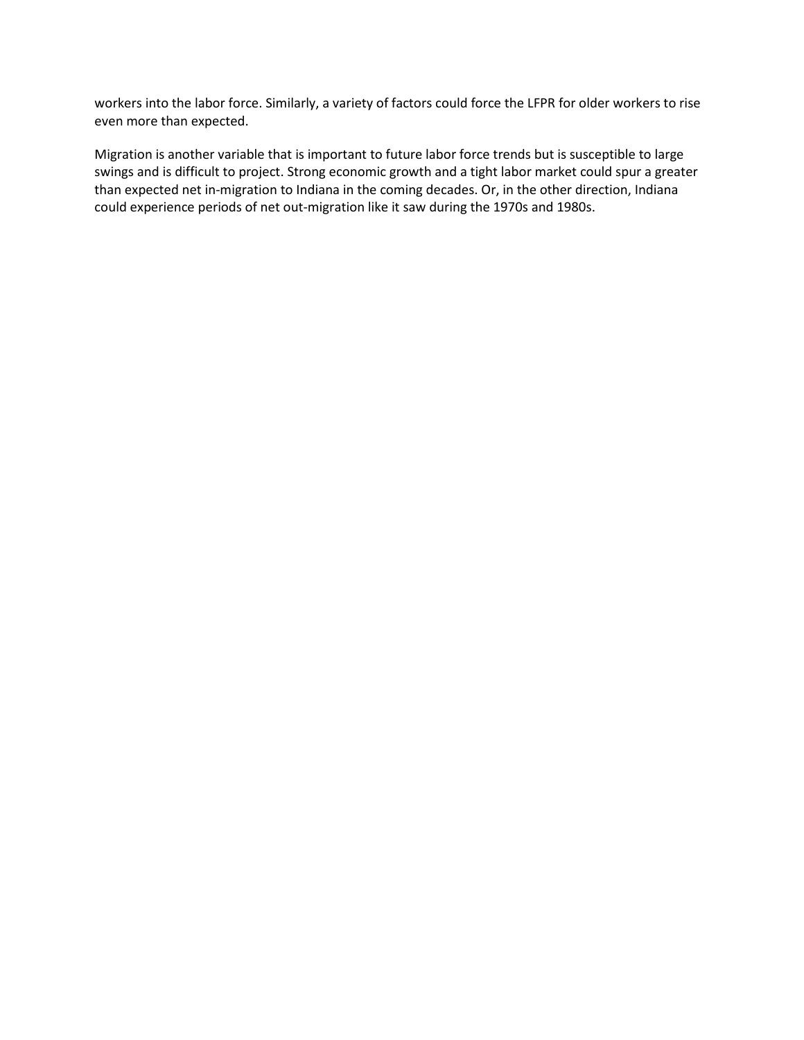workers into the labor force. Similarly, a variety of factors could force the LFPR for older workers to rise even more than expected.

Migration is another variable that is important to future labor force trends but is susceptible to large swings and is difficult to project. Strong economic growth and a tight labor market could spur a greater than expected net in-migration to Indiana in the coming decades. Or, in the other direction, Indiana could experience periods of net out-migration like it saw during the 1970s and 1980s.